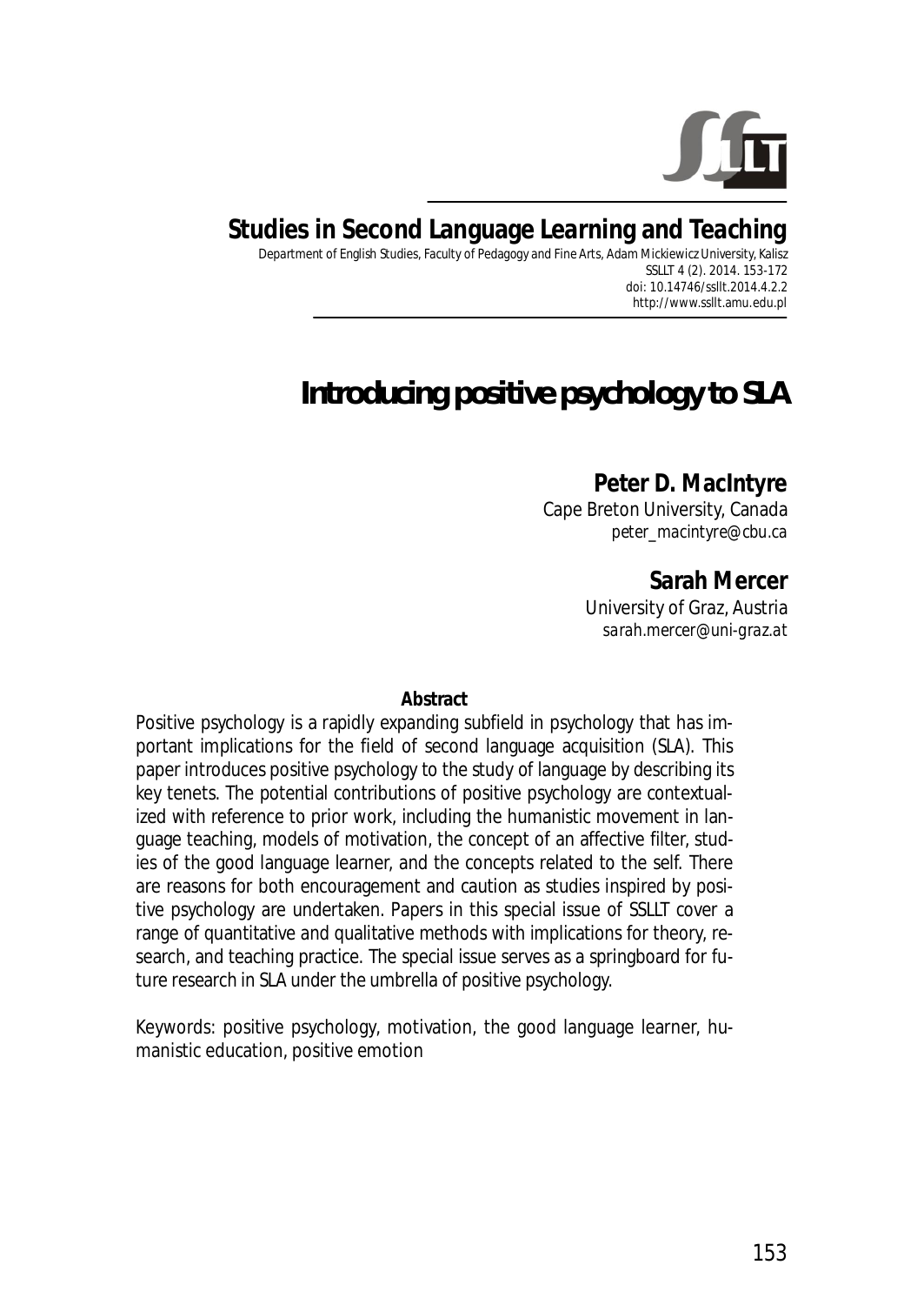**Studies in Second Language Learning and Teaching**

Department of English Studies, Faculty of Pedagogy and Fine Arts, Adam Mickiewicz University, Kalisz
SSLLT 4 (2). 2014. 153-172
doi: 10.14746/ssllt.2014.4.2.2
http://www.ssllt.amu.edu.pl

# Introducing positive psychology to SLA

**Peter D. MacIntyre**
Cape Breton University, Canada
*peter_macintyre@cbu.ca*

**Sarah Mercer**
University of Graz, Austria
*sarah.mercer@uni-graz.at*

**Abstract**

Positive psychology is a rapidly expanding subfield in psychology that has important implications for the field of second language acquisition (SLA). This paper introduces positive psychology to the study of language by describing its key tenets. The potential contributions of positive psychology are contextualized with reference to prior work, including the humanistic movement in language teaching, models of motivation, the concept of an affective filter, studies of the good language learner, and the concepts related to the self. There are reasons for both encouragement and caution as studies inspired by positive psychology are undertaken. Papers in this special issue of SSLLT cover a range of quantitative and qualitative methods with implications for theory, research, and teaching practice. The special issue serves as a springboard for future research in SLA under the umbrella of positive psychology.

Keywords: positive psychology, motivation, the good language learner, humanistic education, positive emotion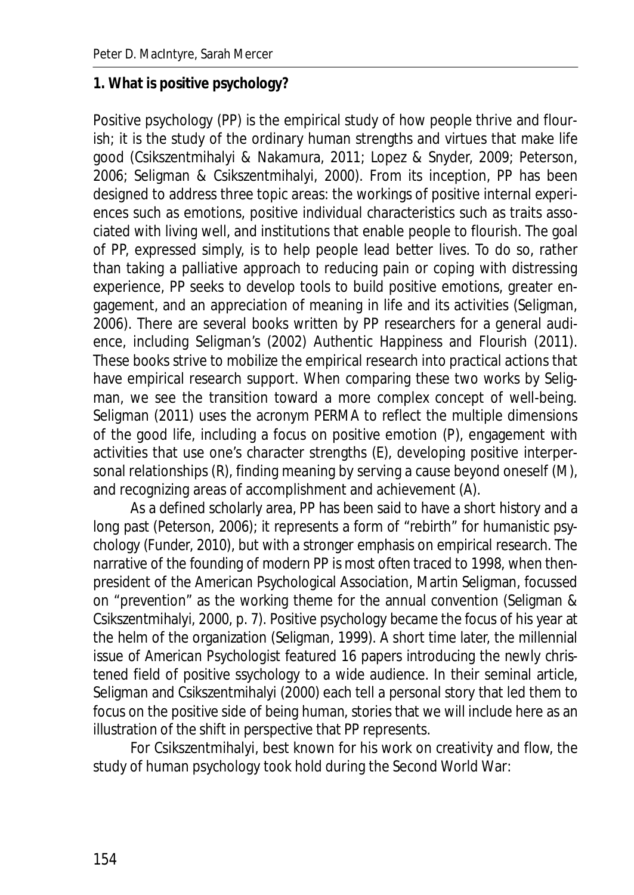## 1. What is positive psychology?

Positive psychology (PP) is the empirical study of how people thrive and flourish; it is the study of the ordinary human strengths and virtues that make life good (Csikszentmihalyi & Nakamura, 2011; Lopez & Snyder, 2009; Peterson, 2006; Seligman & Csikszentmihalyi, 2000). From its inception, PP has been designed to address three topic areas: the workings of positive internal experiences such as emotions, positive individual characteristics such as traits associated with living well, and institutions that enable people to flourish. The goal of PP, expressed simply, is to help people lead better lives. To do so, rather than taking a palliative approach to reducing pain or coping with distressing experience, PP seeks to develop tools to build positive emotions, greater engagement, and an appreciation of meaning in life and its activities (Seligman, 2006). There are several books written by PP researchers for a general audience, including Seligman's (2002) *Authentic Happiness* and *Flourish* (2011). These books strive to mobilize the empirical research into practical actions that have empirical research support. When comparing these two works by Seligman, we see the transition toward a more complex concept of well-being. Seligman (2011) uses the acronym PERMA to reflect the multiple dimensions of the good life, including a focus on positive emotion (P), engagement with activities that use one's character strengths (E), developing positive interpersonal relationships (R), finding meaning by serving a cause beyond oneself (M), and recognizing areas of accomplishment and achievement (A).

As a defined scholarly area, PP has been said to have a short history and a long past (Peterson, 2006); it represents a form of "rebirth" for humanistic psychology (Funder, 2010), but with a stronger emphasis on empirical research. The narrative of the founding of modern PP is most often traced to 1998, when then-president of the American Psychological Association, Martin Seligman, focussed on "prevention" as the working theme for the annual convention (Seligman & Csikszentmihalyi, 2000, p. 7). Positive psychology became the focus of his year at the helm of the organization (Seligman, 1999). A short time later, the millennial issue of *American Psychologist* featured 16 papers introducing the newly christened field of positive ssychology to a wide audience. In their seminal article, Seligman and Csikszentmihalyi (2000) each tell a personal story that led them to focus on the positive side of being human, stories that we will include here as an illustration of the shift in perspective that PP represents.

For Csikszentmihalyi, best known for his work on creativity and flow, the study of human psychology took hold during the Second World War: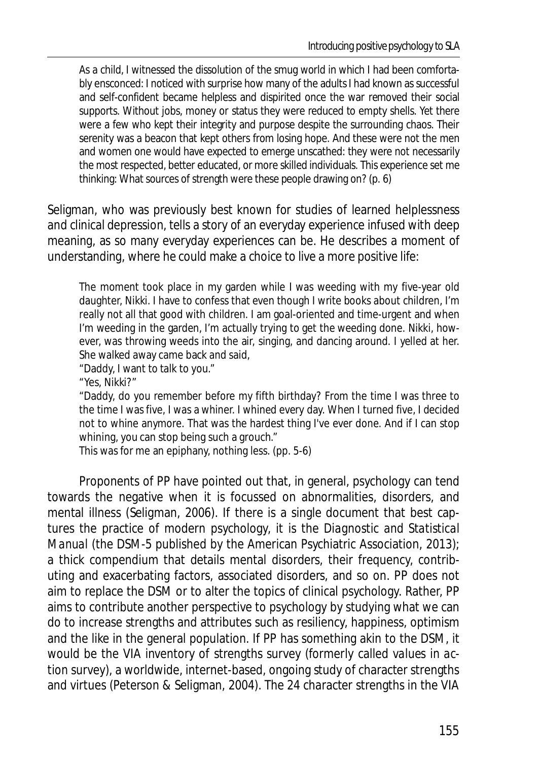> As a child, I witnessed the dissolution of the smug world in which I had been comfortably ensconced: I noticed with surprise how many of the adults I had known as successful and self-confident became helpless and dispirited once the war removed their social supports. Without jobs, money or status they were reduced to empty shells. Yet there were a few who kept their integrity and purpose despite the surrounding chaos. Their serenity was a beacon that kept others from losing hope. And these were not the men and women one would have expected to emerge unscathed: they were not necessarily the most respected, better educated, or more skilled individuals. This experience set me thinking: What sources of strength were these people drawing on? (p. 6)

Seligman, who was previously best known for studies of learned helplessness and clinical depression, tells a story of an everyday experience infused with deep meaning, as so many everyday experiences can be. He describes a moment of understanding, where he could make a choice to live a more positive life:

> The moment took place in my garden while I was weeding with my five-year old daughter, Nikki. I have to confess that even though I write books about children, I'm really not all that good with children. I am goal-oriented and time-urgent and when I'm weeding in the garden, I'm actually trying to get the weeding done. Nikki, however, was throwing weeds into the air, singing, and dancing around. I yelled at her. She walked away came back and said,
> "Daddy, I want to talk to you."
> "Yes, Nikki?"
> "Daddy, do you remember before my fifth birthday? From the time I was three to the time I was five, I was a whiner. I whined every day. When I turned five, I decided not to whine anymore. That was the hardest thing I've ever done. And if I can stop whining, you can stop being such a grouch."
> This was for me an epiphany, nothing less. (pp. 5-6)

Proponents of PP have pointed out that, in general, psychology can tend towards the negative when it is focussed on abnormalities, disorders, and mental illness (Seligman, 2006). If there is a single document that best captures the practice of modern psychology, it is the *Diagnostic and Statistical Manual* (the DSM-5 published by the American Psychiatric Association, 2013); a thick compendium that details mental disorders, their frequency, contributing and exacerbating factors, associated disorders, and so on. PP does not aim to replace the DSM or to alter the topics of clinical psychology. Rather, PP aims to contribute another perspective to psychology by studying what we can do to increase strengths and attributes such as resiliency, happiness, optimism and the like in the general population. If PP has something akin to the DSM, it would be the VIA inventory of strengths survey (formerly called *values in action survey*), a worldwide, internet-based, ongoing study of character strengths and virtues (Peterson & Seligman, 2004). The 24 character strengths in the VIA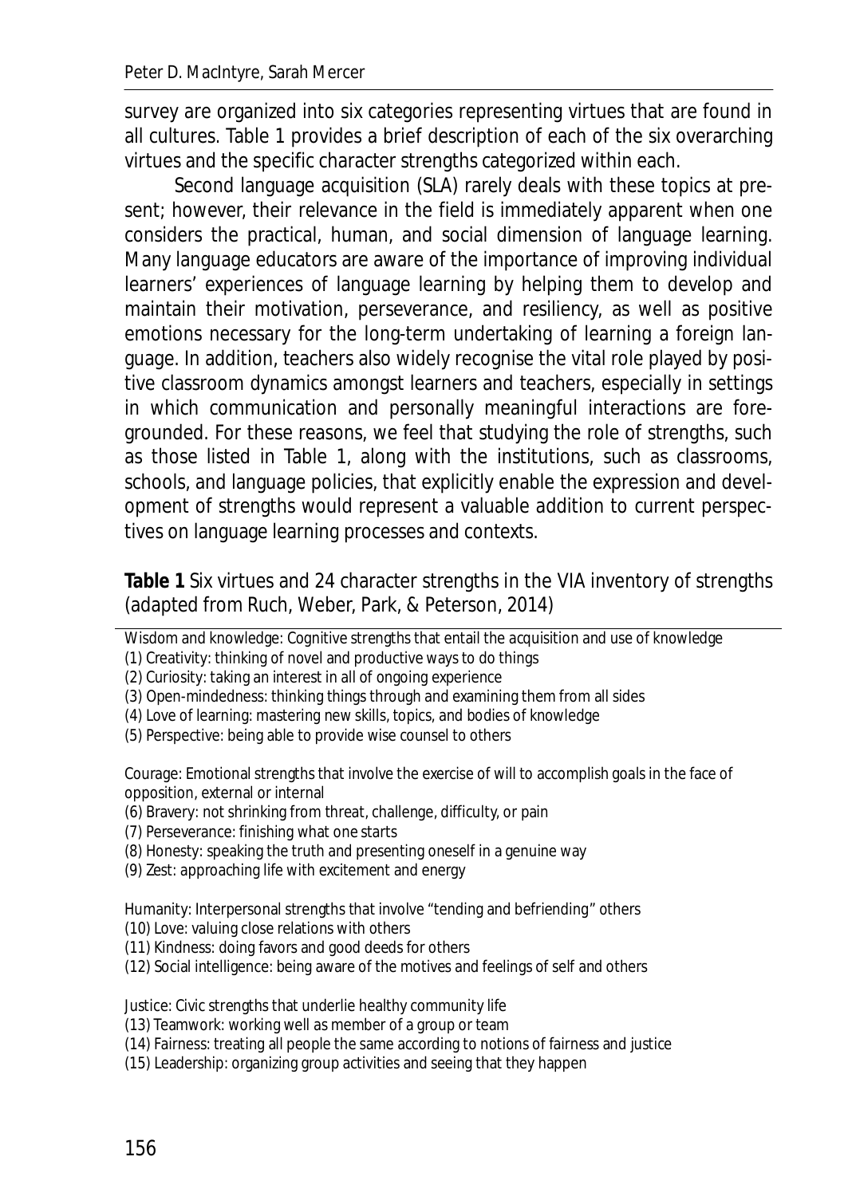survey are organized into six categories representing virtues that are found in all cultures. Table 1 provides a brief description of each of the six overarching virtues and the specific character strengths categorized within each.

Second language acquisition (SLA) rarely deals with these topics at present; however, their relevance in the field is immediately apparent when one considers the practical, human, and social dimension of language learning. Many language educators are aware of the importance of improving individual learners' experiences of language learning by helping them to develop and maintain their motivation, perseverance, and resiliency, as well as positive emotions necessary for the long-term undertaking of learning a foreign language. In addition, teachers also widely recognise the vital role played by positive classroom dynamics amongst learners and teachers, especially in settings in which communication and personally meaningful interactions are foregrounded. For these reasons, we feel that studying the role of strengths, such as those listed in Table 1, along with the institutions, such as classrooms, schools, and language policies, that explicitly enable the expression and development of strengths would represent a valuable addition to current perspectives on language learning processes and contexts.

**Table 1** Six virtues and 24 character strengths in the VIA inventory of strengths (adapted from Ruch, Weber, Park, & Peterson, 2014)

Wisdom and knowledge: Cognitive strengths that entail the acquisition and use of knowledge
(1) Creativity: thinking of novel and productive ways to do things
(2) Curiosity: taking an interest in all of ongoing experience
(3) Open-mindedness: thinking things through and examining them from all sides
(4) Love of learning: mastering new skills, topics, and bodies of knowledge
(5) Perspective: being able to provide wise counsel to others

Courage: Emotional strengths that involve the exercise of will to accomplish goals in the face of opposition, external or internal
(6) Bravery: not shrinking from threat, challenge, difficulty, or pain
(7) Perseverance: finishing what one starts
(8) Honesty: speaking the truth and presenting oneself in a genuine way
(9) Zest: approaching life with excitement and energy

Humanity: Interpersonal strengths that involve "tending and befriending" others
(10) Love: valuing close relations with others
(11) Kindness: doing favors and good deeds for others
(12) Social intelligence: being aware of the motives and feelings of self and others

Justice: Civic strengths that underlie healthy community life
(13) Teamwork: working well as member of a group or team
(14) Fairness: treating all people the same according to notions of fairness and justice
(15) Leadership: organizing group activities and seeing that they happen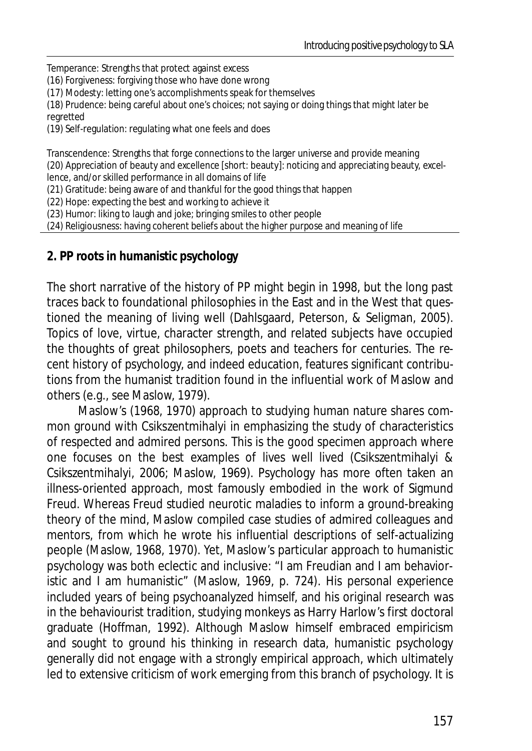Temperance: Strengths that protect against excess
(16) Forgiveness: forgiving those who have done wrong
(17) Modesty: letting one's accomplishments speak for themselves
(18) Prudence: being careful about one's choices; not saying or doing things that might later be regretted
(19) Self-regulation: regulating what one feels and does

Transcendence: Strengths that forge connections to the larger universe and provide meaning
(20) Appreciation of beauty and excellence [short: beauty]: noticing and appreciating beauty, excellence, and/or skilled performance in all domains of life
(21) Gratitude: being aware of and thankful for the good things that happen
(22) Hope: expecting the best and working to achieve it
(23) Humor: liking to laugh and joke; bringing smiles to other people
(24) Religiousness: having coherent beliefs about the higher purpose and meaning of life

## 2. PP roots in humanistic psychology

The short narrative of the history of PP might begin in 1998, but the long past traces back to foundational philosophies in the East and in the West that questioned the meaning of living well (Dahlsgaard, Peterson, & Seligman, 2005). Topics of love, virtue, character strength, and related subjects have occupied the thoughts of great philosophers, poets and teachers for centuries. The recent history of psychology, and indeed education, features significant contributions from the humanist tradition found in the influential work of Maslow and others (e.g., see Maslow, 1979).

Maslow's (1968, 1970) approach to studying human nature shares common ground with Csikszentmihalyi in emphasizing the study of characteristics of respected and admired persons. This is the good specimen approach where one focuses on the best examples of lives well lived (Csikszentmihalyi & Csikszentmihalyi, 2006; Maslow, 1969). Psychology has more often taken an illness-oriented approach, most famously embodied in the work of Sigmund Freud. Whereas Freud studied neurotic maladies to inform a ground-breaking theory of the mind, Maslow compiled case studies of admired colleagues and mentors, from which he wrote his influential descriptions of self-actualizing people (Maslow, 1968, 1970). Yet, Maslow's particular approach to humanistic psychology was both eclectic and inclusive: "I am Freudian and I am behavioristic and I am humanistic" (Maslow, 1969, p. 724). His personal experience included years of being psychoanalyzed himself, and his original research was in the behaviourist tradition, studying monkeys as Harry Harlow's first doctoral graduate (Hoffman, 1992). Although Maslow himself embraced empiricism and sought to ground his thinking in research data, humanistic psychology generally did not engage with a strongly empirical approach, which ultimately led to extensive criticism of work emerging from this branch of psychology. It is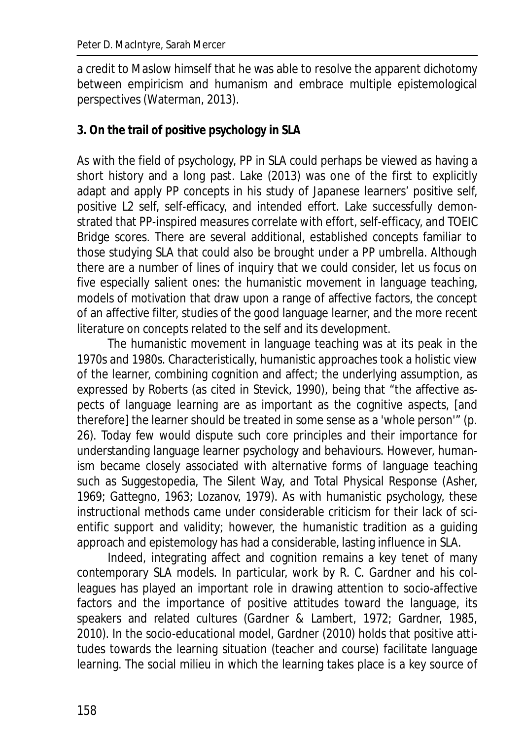a credit to Maslow himself that he was able to resolve the apparent dichotomy between empiricism and humanism and embrace multiple epistemological perspectives (Waterman, 2013).

## 3. On the trail of positive psychology in SLA

As with the field of psychology, PP in SLA could perhaps be viewed as having a short history and a long past. Lake (2013) was one of the first to explicitly adapt and apply PP concepts in his study of Japanese learners' positive self, positive L2 self, self-efficacy, and intended effort. Lake successfully demonstrated that PP-inspired measures correlate with effort, self-efficacy, and TOEIC Bridge scores. There are several additional, established concepts familiar to those studying SLA that could also be brought under a PP umbrella. Although there are a number of lines of inquiry that we could consider, let us focus on five especially salient ones: the humanistic movement in language teaching, models of motivation that draw upon a range of affective factors, the concept of an affective filter, studies of the good language learner, and the more recent literature on concepts related to the self and its development.

The humanistic movement in language teaching was at its peak in the 1970s and 1980s. Characteristically, humanistic approaches took a holistic view of the learner, combining cognition and affect; the underlying assumption, as expressed by Roberts (as cited in Stevick, 1990), being that "the affective aspects of language learning are as important as the cognitive aspects, [and therefore] the learner should be treated in some sense as a 'whole person'" (p. 26). Today few would dispute such core principles and their importance for understanding language learner psychology and behaviours. However, humanism became closely associated with alternative forms of language teaching such as Suggestopedia, The Silent Way, and Total Physical Response (Asher, 1969; Gattegno, 1963; Lozanov, 1979). As with humanistic psychology, these instructional methods came under considerable criticism for their lack of scientific support and validity; however, the humanistic tradition as a guiding approach and epistemology has had a considerable, lasting influence in SLA.

Indeed, integrating affect and cognition remains a key tenet of many contemporary SLA models. In particular, work by R. C. Gardner and his colleagues has played an important role in drawing attention to socio-affective factors and the importance of positive attitudes toward the language, its speakers and related cultures (Gardner & Lambert, 1972; Gardner, 1985, 2010). In the socio-educational model, Gardner (2010) holds that positive attitudes towards the learning situation (teacher and course) facilitate language learning. The social milieu in which the learning takes place is a key source of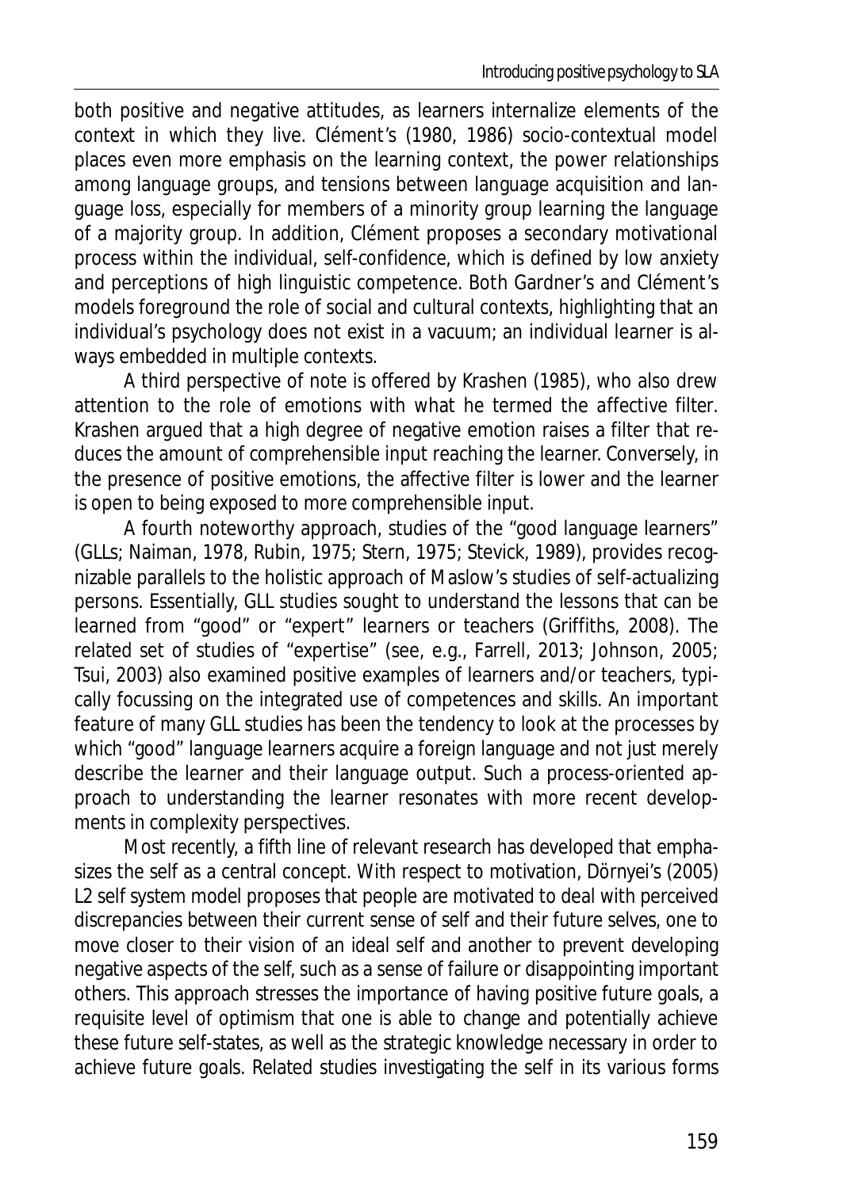both positive and negative attitudes, as learners internalize elements of the context in which they live. Clément's (1980, 1986) socio-contextual model places even more emphasis on the learning context, the power relationships among language groups, and tensions between language acquisition and language loss, especially for members of a minority group learning the language of a majority group. In addition, Clément proposes a secondary motivational process within the individual, self-confidence, which is defined by low anxiety and perceptions of high linguistic competence. Both Gardner's and Clément's models foreground the role of social and cultural contexts, highlighting that an individual's psychology does not exist in a vacuum; an individual learner is always embedded in multiple contexts.

A third perspective of note is offered by Krashen (1985), who also drew attention to the role of emotions with what he termed the affective filter. Krashen argued that a high degree of negative emotion raises a filter that reduces the amount of comprehensible input reaching the learner. Conversely, in the presence of positive emotions, the affective filter is lower and the learner is open to being exposed to more comprehensible input.

A fourth noteworthy approach, studies of the "good language learners" (GLLs; Naiman, 1978, Rubin, 1975; Stern, 1975; Stevick, 1989), provides recognizable parallels to the holistic approach of Maslow's studies of self-actualizing persons. Essentially, GLL studies sought to understand the lessons that can be learned from "good" or "expert" learners or teachers (Griffiths, 2008). The related set of studies of "expertise" (see, e.g., Farrell, 2013; Johnson, 2005; Tsui, 2003) also examined positive examples of learners and/or teachers, typically focussing on the integrated use of competences and skills. An important feature of many GLL studies has been the tendency to look at the processes by which "good" language learners acquire a foreign language and not just merely describe the learner and their language output. Such a process-oriented approach to understanding the learner resonates with more recent developments in complexity perspectives.

Most recently, a fifth line of relevant research has developed that emphasizes the self as a central concept. With respect to motivation, Dörnyei's (2005) L2 self system model proposes that people are motivated to deal with perceived discrepancies between their current sense of self and their future selves, one to move closer to their vision of an ideal self and another to prevent developing negative aspects of the self, such as a sense of failure or disappointing important others. This approach stresses the importance of having positive future goals, a requisite level of optimism that one is able to change and potentially achieve these future self-states, as well as the strategic knowledge necessary in order to achieve future goals. Related studies investigating the self in its various forms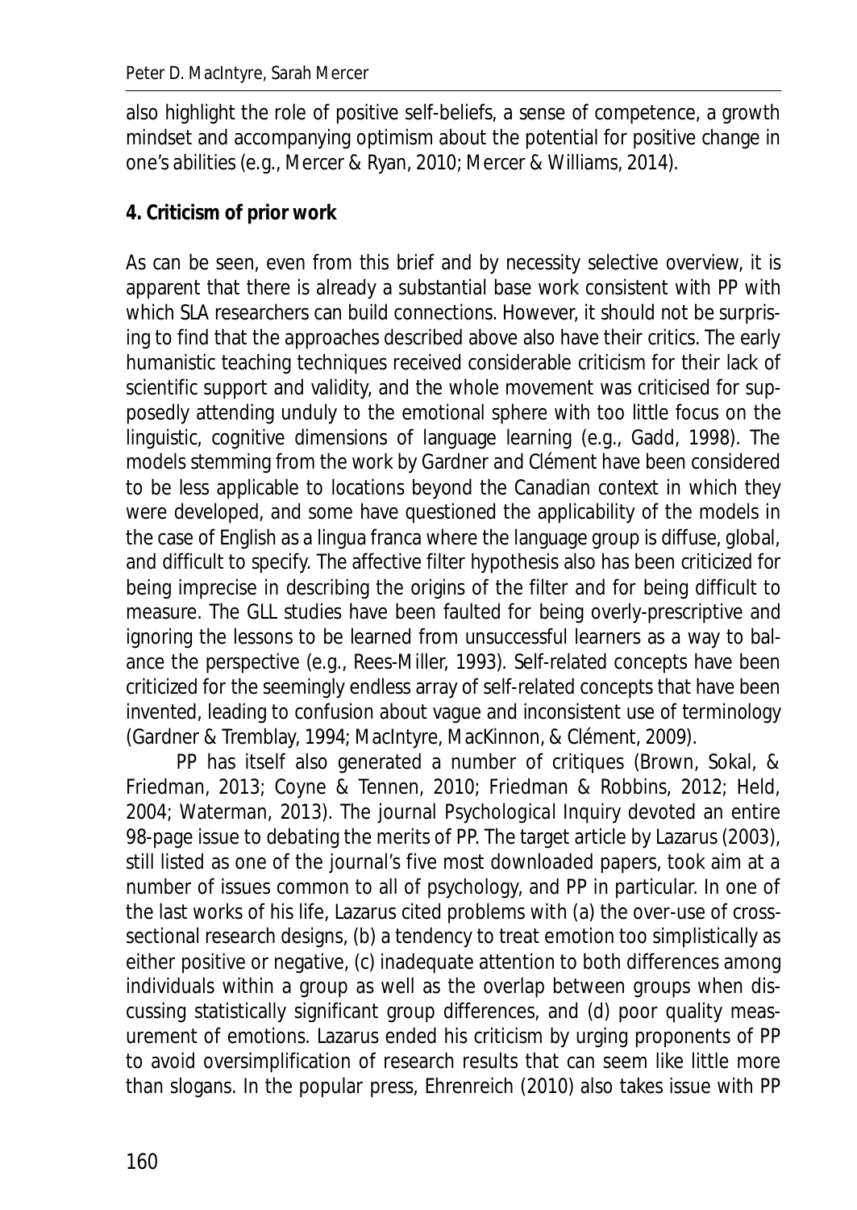also highlight the role of positive self-beliefs, a sense of competence, a growth mindset and accompanying optimism about the potential for positive change in one's abilities (e.g., Mercer & Ryan, 2010; Mercer & Williams, 2014).

## 4. Criticism of prior work

As can be seen, even from this brief and by necessity selective overview, it is apparent that there is already a substantial base work consistent with PP with which SLA researchers can build connections. However, it should not be surprising to find that the approaches described above also have their critics. The early humanistic teaching techniques received considerable criticism for their lack of scientific support and validity, and the whole movement was criticised for supposedly attending unduly to the emotional sphere with too little focus on the linguistic, cognitive dimensions of language learning (e.g., Gadd, 1998). The models stemming from the work by Gardner and Clément have been considered to be less applicable to locations beyond the Canadian context in which they were developed, and some have questioned the applicability of the models in the case of English as a lingua franca where the language group is diffuse, global, and difficult to specify. The affective filter hypothesis also has been criticized for being imprecise in describing the origins of the filter and for being difficult to measure. The GLL studies have been faulted for being overly-prescriptive and ignoring the lessons to be learned from unsuccessful learners as a way to balance the perspective (e.g., Rees-Miller, 1993). Self-related concepts have been criticized for the seemingly endless array of self-related concepts that have been invented, leading to confusion about vague and inconsistent use of terminology (Gardner & Tremblay, 1994; MacIntyre, MacKinnon, & Clément, 2009).

PP has itself also generated a number of critiques (Brown, Sokal, & Friedman, 2013; Coyne & Tennen, 2010; Friedman & Robbins, 2012; Held, 2004; Waterman, 2013). The journal *Psychological Inquiry* devoted an entire 98-page issue to debating the merits of PP. The target article by Lazarus (2003), still listed as one of the journal's five most downloaded papers, took aim at a number of issues common to all of psychology, and PP in particular. In one of the last works of his life, Lazarus cited problems with (a) the over-use of cross-sectional research designs, (b) a tendency to treat emotion too simplistically as either positive or negative, (c) inadequate attention to both differences among individuals within a group as well as the overlap between groups when discussing statistically significant group differences, and (d) poor quality measurement of emotions. Lazarus ended his criticism by urging proponents of PP to avoid oversimplification of research results that can seem like little more than slogans. In the popular press, Ehrenreich (2010) also takes issue with PP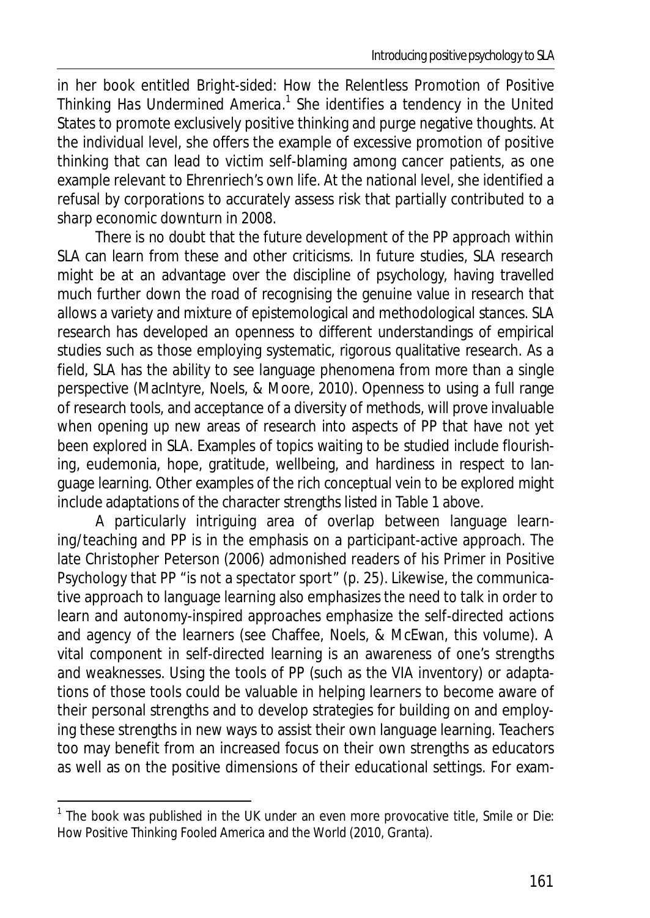in her book entitled *Bright-sided: How the Relentless Promotion of Positive Thinking Has Undermined America*.[1] She identifies a tendency in the United States to promote exclusively positive thinking and purge negative thoughts. At the individual level, she offers the example of excessive promotion of positive thinking that can lead to victim self-blaming among cancer patients, as one example relevant to Ehrenriech's own life. At the national level, she identified a refusal by corporations to accurately assess risk that partially contributed to a sharp economic downturn in 2008.

There is no doubt that the future development of the PP approach within SLA can learn from these and other criticisms. In future studies, SLA research might be at an advantage over the discipline of psychology, having travelled much further down the road of recognising the genuine value in research that allows a variety and mixture of epistemological and methodological stances. SLA research has developed an openness to different understandings of empirical studies such as those employing systematic, rigorous qualitative research. As a field, SLA has the ability to see language phenomena from more than a single perspective (MacIntyre, Noels, & Moore, 2010). Openness to using a full range of research tools, and acceptance of a diversity of methods, will prove invaluable when opening up new areas of research into aspects of PP that have not yet been explored in SLA. Examples of topics waiting to be studied include flourishing, eudemonia, hope, gratitude, wellbeing, and hardiness in respect to language learning. Other examples of the rich conceptual vein to be explored might include adaptations of the character strengths listed in Table 1 above.

A particularly intriguing area of overlap between language learning/teaching and PP is in the emphasis on a participant-active approach. The late Christopher Peterson (2006) admonished readers of his *Primer in Positive Psychology* that PP "is not a spectator sport" (p. 25). Likewise, the communicative approach to language learning also emphasizes the need to talk in order to learn and autonomy-inspired approaches emphasize the self-directed actions and agency of the learners (see Chaffee, Noels, & McEwan, this volume). A vital component in self-directed learning is an awareness of one's strengths and weaknesses. Using the tools of PP (such as the VIA inventory) or adaptations of those tools could be valuable in helping learners to become aware of their personal strengths and to develop strategies for building on and employing these strengths in new ways to assist their own language learning. Teachers too may benefit from an increased focus on their own strengths as educators as well as on the positive dimensions of their educational settings. For exam-

[1] The book was published in the UK under an even more provocative title, *Smile or Die: How Positive Thinking Fooled America and the World* (2010, Granta).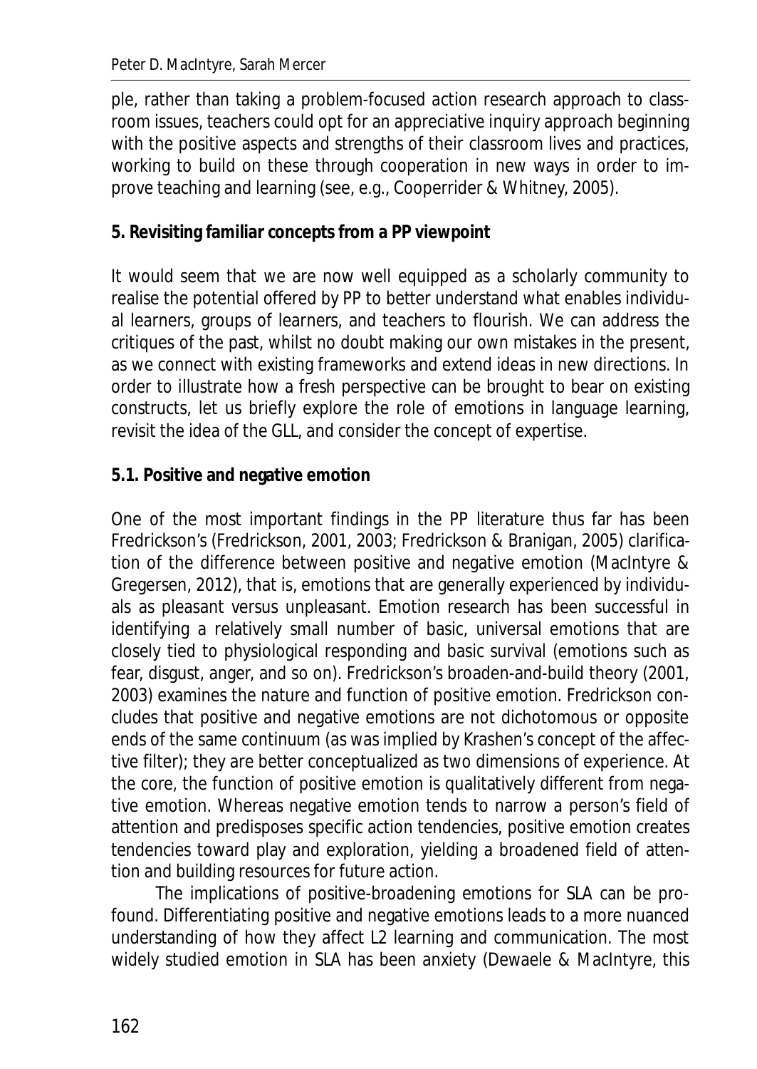ple, rather than taking a problem-focused action research approach to classroom issues, teachers could opt for an appreciative inquiry approach beginning with the positive aspects and strengths of their classroom lives and practices, working to build on these through cooperation in new ways in order to improve teaching and learning (see, e.g., Cooperrider & Whitney, 2005).

## 5. Revisiting familiar concepts from a PP viewpoint

It would seem that we are now well equipped as a scholarly community to realise the potential offered by PP to better understand what enables individual learners, groups of learners, and teachers to flourish. We can address the critiques of the past, whilst no doubt making our own mistakes in the present, as we connect with existing frameworks and extend ideas in new directions. In order to illustrate how a fresh perspective can be brought to bear on existing constructs, let us briefly explore the role of emotions in language learning, revisit the idea of the GLL, and consider the concept of expertise.

### 5.1. Positive and negative emotion

One of the most important findings in the PP literature thus far has been Fredrickson's (Fredrickson, 2001, 2003; Fredrickson & Branigan, 2005) clarification of the difference between positive and negative emotion (MacIntyre & Gregersen, 2012), that is, emotions that are generally experienced by individuals as pleasant versus unpleasant. Emotion research has been successful in identifying a relatively small number of basic, universal emotions that are closely tied to physiological responding and basic survival (emotions such as fear, disgust, anger, and so on). Fredrickson's broaden-and-build theory (2001, 2003) examines the nature and function of positive emotion. Fredrickson concludes that positive and negative emotions are not dichotomous or opposite ends of the same continuum (as was implied by Krashen's concept of the affective filter); they are better conceptualized as two dimensions of experience. At the core, the function of positive emotion is qualitatively different from negative emotion. Whereas negative emotion tends to narrow a person's field of attention and predisposes specific action tendencies, positive emotion creates tendencies toward play and exploration, yielding a broadened field of attention and building resources for future action.

The implications of positive-broadening emotions for SLA can be profound. Differentiating positive and negative emotions leads to a more nuanced understanding of how they affect L2 learning and communication. The most widely studied emotion in SLA has been anxiety (Dewaele & MacIntyre, this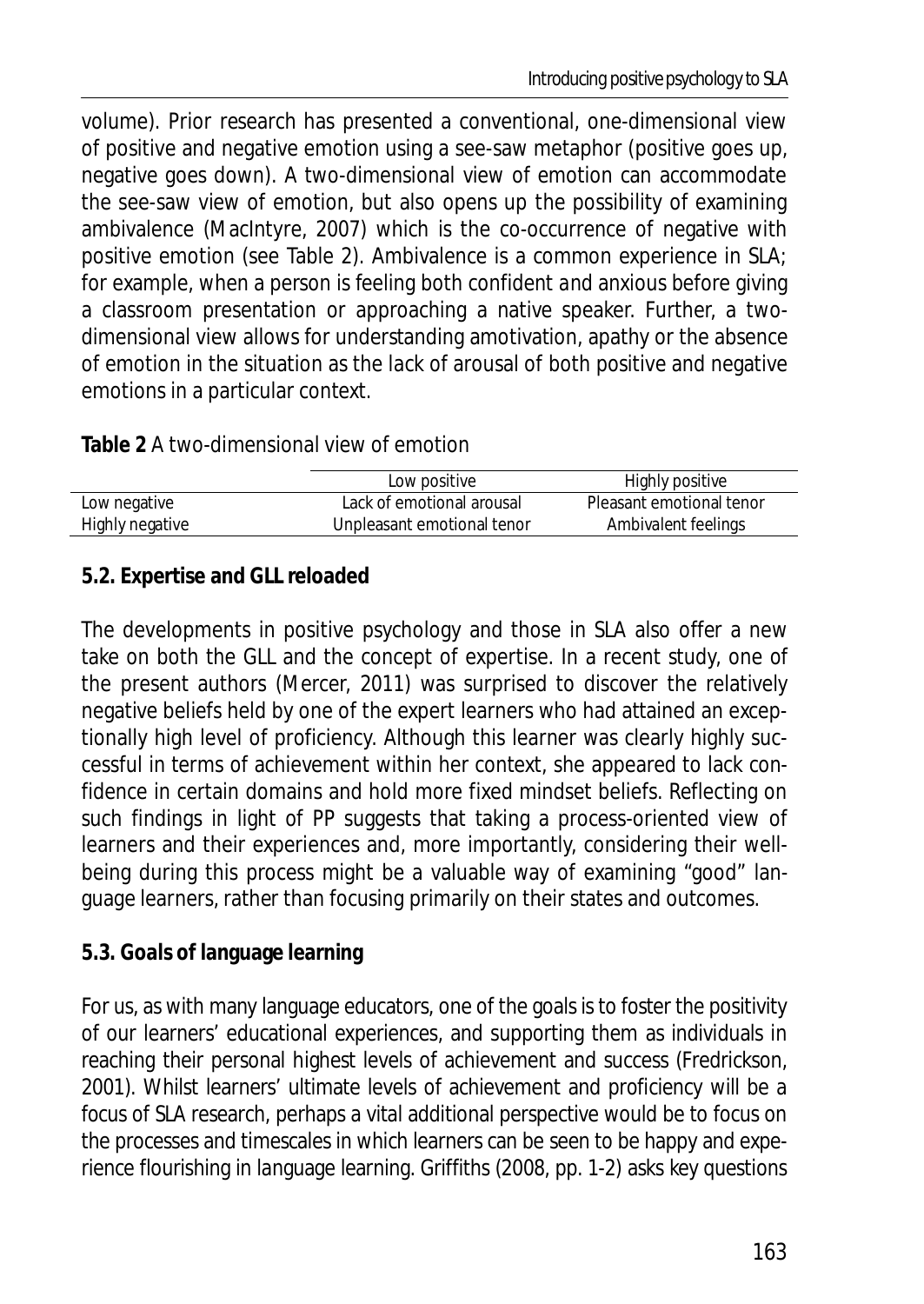volume). Prior research has presented a conventional, one-dimensional view of positive and negative emotion using a see-saw metaphor (positive goes up, negative goes down). A two-dimensional view of emotion can accommodate the see-saw view of emotion, but also opens up the possibility of examining ambivalence (MacIntyre, 2007) which is the co-occurrence of negative with positive emotion (see Table 2). Ambivalence is a common experience in SLA; for example, when a person is feeling both confident *and* anxious before giving a classroom presentation or approaching a native speaker. Further, a two-dimensional view allows for understanding amotivation, apathy or the absence of emotion in the situation as the lack of arousal of both positive and negative emotions in a particular context.

**Table 2** A two-dimensional view of emotion

| | Low positive | Highly positive |
|---|---|---|
| Low negative | Lack of emotional arousal | Pleasant emotional tenor |
| Highly negative | Unpleasant emotional tenor | Ambivalent feelings |

**5.2. Expertise and GLL reloaded**

The developments in positive psychology and those in SLA also offer a new take on both the GLL and the concept of expertise. In a recent study, one of the present authors (Mercer, 2011) was surprised to discover the relatively negative beliefs held by one of the expert learners who had attained an exceptionally high level of proficiency. Although this learner was clearly highly successful in terms of achievement within her context, she appeared to lack confidence in certain domains and hold more fixed mindset beliefs. Reflecting on such findings in light of PP suggests that taking a process-oriented view of learners and their experiences and, more importantly, considering their well-being during this process might be a valuable way of examining "good" language learners, rather than focusing primarily on their states and outcomes.

**5.3. Goals of language learning**

For us, as with many language educators, one of the goals is to foster the positivity of our learners' educational experiences, and supporting them as individuals in reaching their personal highest levels of achievement and success (Fredrickson, 2001). Whilst learners' ultimate levels of achievement and proficiency will be a focus of SLA research, perhaps a vital additional perspective would be to focus on the processes and timescales in which learners can be seen to be happy and experience flourishing in language learning. Griffiths (2008, pp. 1-2) asks key questions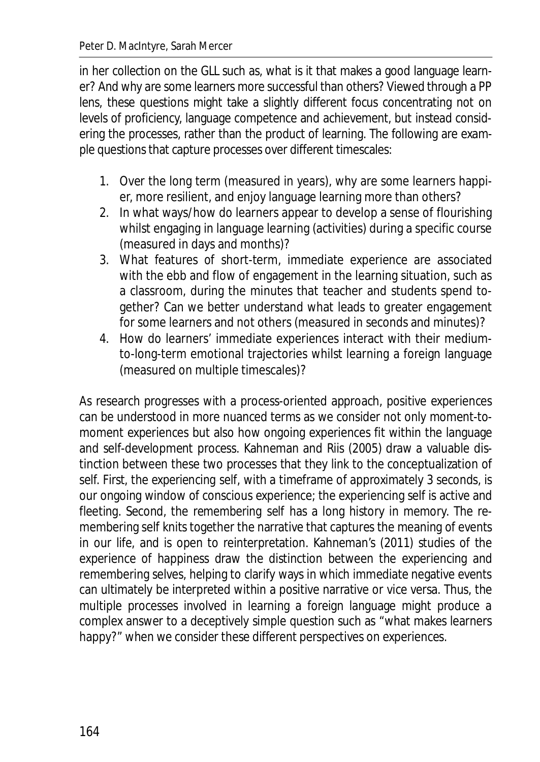in her collection on the GLL such as, what is it that makes a good language learner? And why are some learners more successful than others? Viewed through a PP lens, these questions might take a slightly different focus concentrating not on levels of proficiency, language competence and achievement, but instead considering the processes, rather than the product of learning. The following are example questions that capture processes over different timescales:

1. Over the long term (measured in years), why are some learners happier, more resilient, and enjoy language learning more than others?
2. In what ways/how do learners appear to develop a sense of flourishing whilst engaging in language learning (activities) during a specific course (measured in days and months)?
3. What features of short-term, immediate experience are associated with the ebb and flow of engagement in the learning situation, such as a classroom, during the minutes that teacher and students spend together? Can we better understand what leads to greater engagement for some learners and not others (measured in seconds and minutes)?
4. How do learners' immediate experiences interact with their medium-to-long-term emotional trajectories whilst learning a foreign language (measured on multiple timescales)?

As research progresses with a process-oriented approach, positive experiences can be understood in more nuanced terms as we consider not only moment-to-moment experiences but also how ongoing experiences fit within the language and self-development process. Kahneman and Riis (2005) draw a valuable distinction between these two processes that they link to the conceptualization of self. First, the experiencing self, with a timeframe of approximately 3 seconds, is our ongoing window of conscious experience; the experiencing self is active and fleeting. Second, the remembering self has a long history in memory. The remembering self knits together the narrative that captures the meaning of events in our life, and is open to reinterpretation. Kahneman's (2011) studies of the experience of happiness draw the distinction between the experiencing and remembering selves, helping to clarify ways in which immediate negative events can ultimately be interpreted within a positive narrative or vice versa. Thus, the multiple processes involved in learning a foreign language might produce a complex answer to a deceptively simple question such as "what makes learners happy?" when we consider these different perspectives on experiences.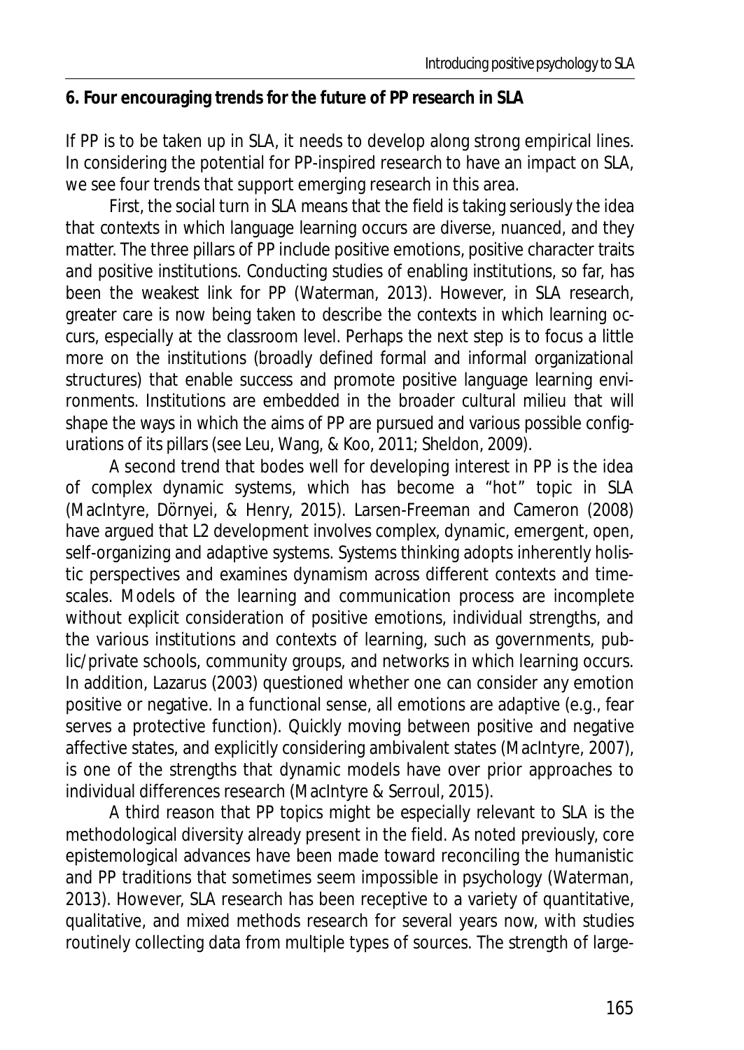## 6. Four encouraging trends for the future of PP research in SLA

If PP is to be taken up in SLA, it needs to develop along strong empirical lines. In considering the potential for PP-inspired research to have an impact on SLA, we see four trends that support emerging research in this area.

First, the social turn in SLA means that the field is taking seriously the idea that contexts in which language learning occurs are diverse, nuanced, and they matter. The three pillars of PP include positive emotions, positive character traits and positive institutions. Conducting studies of enabling institutions, so far, has been the weakest link for PP (Waterman, 2013). However, in SLA research, greater care is now being taken to describe the contexts in which learning occurs, especially at the classroom level. Perhaps the next step is to focus a little more on the institutions (broadly defined formal and informal organizational structures) that enable success and promote positive language learning environments. Institutions are embedded in the broader cultural milieu that will shape the ways in which the aims of PP are pursued and various possible configurations of its pillars (see Leu, Wang, & Koo, 2011; Sheldon, 2009).

A second trend that bodes well for developing interest in PP is the idea of complex dynamic systems, which has become a "hot" topic in SLA (MacIntyre, Dörnyei, & Henry, 2015). Larsen-Freeman and Cameron (2008) have argued that L2 development involves complex, dynamic, emergent, open, self-organizing and adaptive systems. Systems thinking adopts inherently holistic perspectives and examines dynamism across different contexts and timescales. Models of the learning and communication process are incomplete without explicit consideration of positive emotions, individual strengths, and the various institutions and contexts of learning, such as governments, public/private schools, community groups, and networks in which learning occurs. In addition, Lazarus (2003) questioned whether one can consider any emotion positive or negative. In a functional sense, all emotions are adaptive (e.g., fear serves a protective function). Quickly moving between positive and negative affective states, and explicitly considering ambivalent states (MacIntyre, 2007), is one of the strengths that dynamic models have over prior approaches to individual differences research (MacIntyre & Serroul, 2015).

A third reason that PP topics might be especially relevant to SLA is the methodological diversity already present in the field. As noted previously, core epistemological advances have been made toward reconciling the humanistic and PP traditions that sometimes seem impossible in psychology (Waterman, 2013). However, SLA research has been receptive to a variety of quantitative, qualitative, and mixed methods research for several years now, with studies routinely collecting data from multiple types of sources. The strength of large-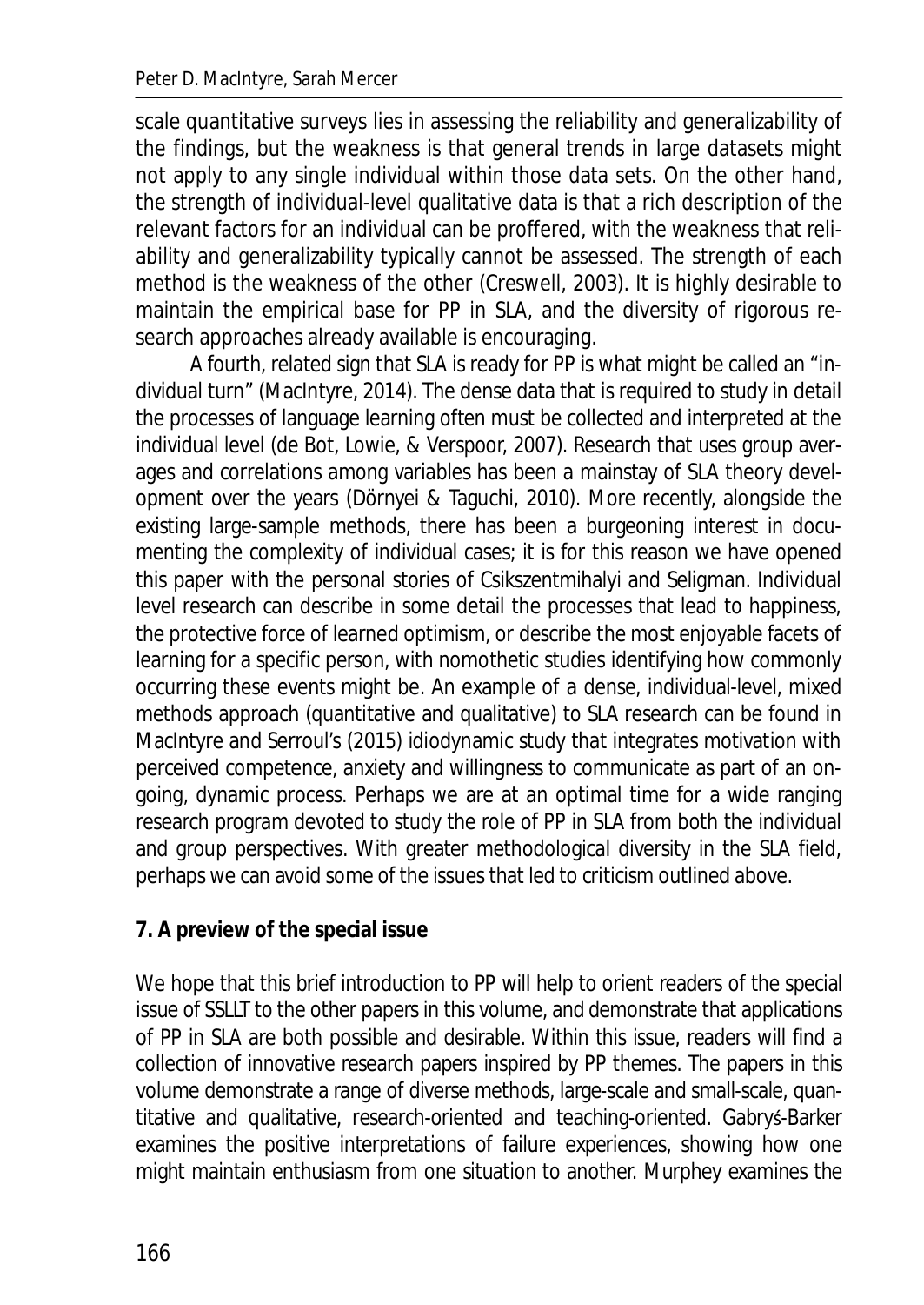scale quantitative surveys lies in assessing the reliability and generalizability of the findings, but the weakness is that general trends in large datasets might not apply to any single individual within those data sets. On the other hand, the strength of individual-level qualitative data is that a rich description of the relevant factors for an individual can be proffered, with the weakness that reliability and generalizability typically cannot be assessed. The strength of each method is the weakness of the other (Creswell, 2003). It is highly desirable to maintain the empirical base for PP in SLA, and the diversity of rigorous research approaches already available is encouraging.

A fourth, related sign that SLA is ready for PP is what might be called an "individual turn" (MacIntyre, 2014). The dense data that is required to study in detail the processes of language learning often must be collected and interpreted at the individual level (de Bot, Lowie, & Verspoor, 2007). Research that uses group averages and correlations among variables has been a mainstay of SLA theory development over the years (Dörnyei & Taguchi, 2010). More recently, alongside the existing large-sample methods, there has been a burgeoning interest in documenting the complexity of individual cases; it is for this reason we have opened this paper with the personal stories of Csikszentmihalyi and Seligman. Individual level research can describe in some detail the processes that lead to happiness, the protective force of learned optimism, or describe the most enjoyable facets of learning for a specific person, with nomothetic studies identifying how commonly occurring these events might be. An example of a dense, individual-level, mixed methods approach (quantitative and qualitative) to SLA research can be found in MacIntyre and Serroul's (2015) idiodynamic study that integrates motivation with perceived competence, anxiety and willingness to communicate as part of an ongoing, dynamic process. Perhaps we are at an optimal time for a wide ranging research program devoted to study the role of PP in SLA from both the individual and group perspectives. With greater methodological diversity in the SLA field, perhaps we can avoid some of the issues that led to criticism outlined above.

## 7. A preview of the special issue

We hope that this brief introduction to PP will help to orient readers of the special issue of SSLLT to the other papers in this volume, and demonstrate that applications of PP in SLA are both possible and desirable. Within this issue, readers will find a collection of innovative research papers inspired by PP themes. The papers in this volume demonstrate a range of diverse methods, large-scale and small-scale, quantitative and qualitative, research-oriented and teaching-oriented. Gabryś-Barker examines the positive interpretations of failure experiences, showing how one might maintain enthusiasm from one situation to another. Murphey examines the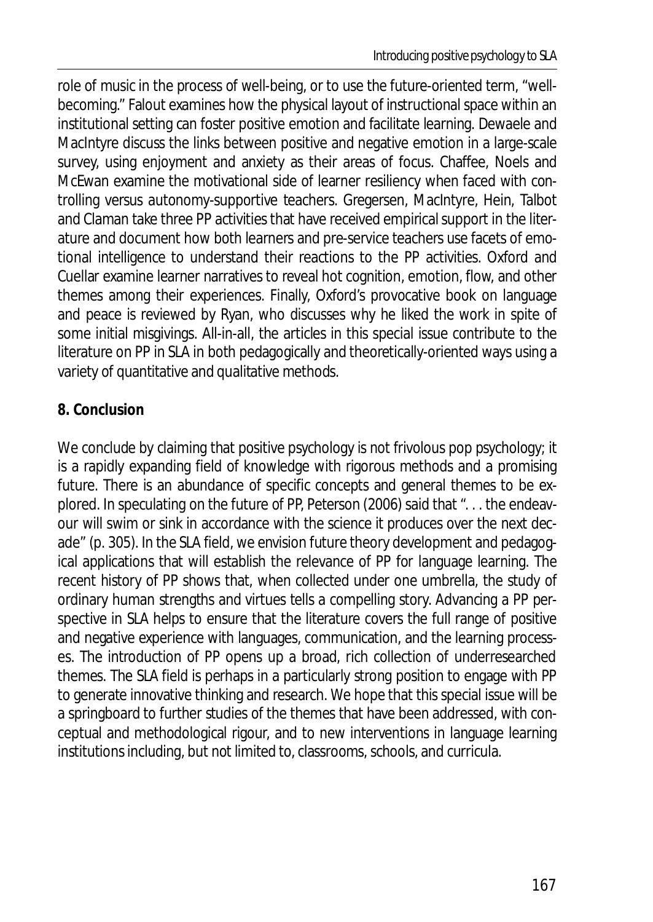role of music in the process of well-being, or to use the future-oriented term, "well-becoming." Falout examines how the physical layout of instructional space within an institutional setting can foster positive emotion and facilitate learning. Dewaele and MacIntyre discuss the links between positive and negative emotion in a large-scale survey, using enjoyment and anxiety as their areas of focus. Chaffee, Noels and McEwan examine the motivational side of learner resiliency when faced with controlling versus autonomy-supportive teachers. Gregersen, MacIntyre, Hein, Talbot and Claman take three PP activities that have received empirical support in the literature and document how both learners and pre-service teachers use facets of emotional intelligence to understand their reactions to the PP activities. Oxford and Cuellar examine learner narratives to reveal hot cognition, emotion, flow, and other themes among their experiences. Finally, Oxford's provocative book on language and peace is reviewed by Ryan, who discusses why he liked the work in spite of some initial misgivings. All-in-all, the articles in this special issue contribute to the literature on PP in SLA in both pedagogically and theoretically-oriented ways using a variety of quantitative and qualitative methods.

## 8. Conclusion

We conclude by claiming that positive psychology is not frivolous pop psychology; it is a rapidly expanding field of knowledge with rigorous methods and a promising future. There is an abundance of specific concepts and general themes to be explored. In speculating on the future of PP, Peterson (2006) said that ". . . the endeavour will swim or sink in accordance with the science it produces over the next decade" (p. 305). In the SLA field, we envision future theory development and pedagogical applications that will establish the relevance of PP for language learning. The recent history of PP shows that, when collected under one umbrella, the study of ordinary human strengths and virtues tells a compelling story. Advancing a PP perspective in SLA helps to ensure that the literature covers the full range of positive and negative experience with languages, communication, and the learning processes. The introduction of PP opens up a broad, rich collection of underresearched themes. The SLA field is perhaps in a particularly strong position to engage with PP to generate innovative thinking and research. We hope that this special issue will be a springboard to further studies of the themes that have been addressed, with conceptual and methodological rigour, and to new interventions in language learning institutions including, but not limited to, classrooms, schools, and curricula.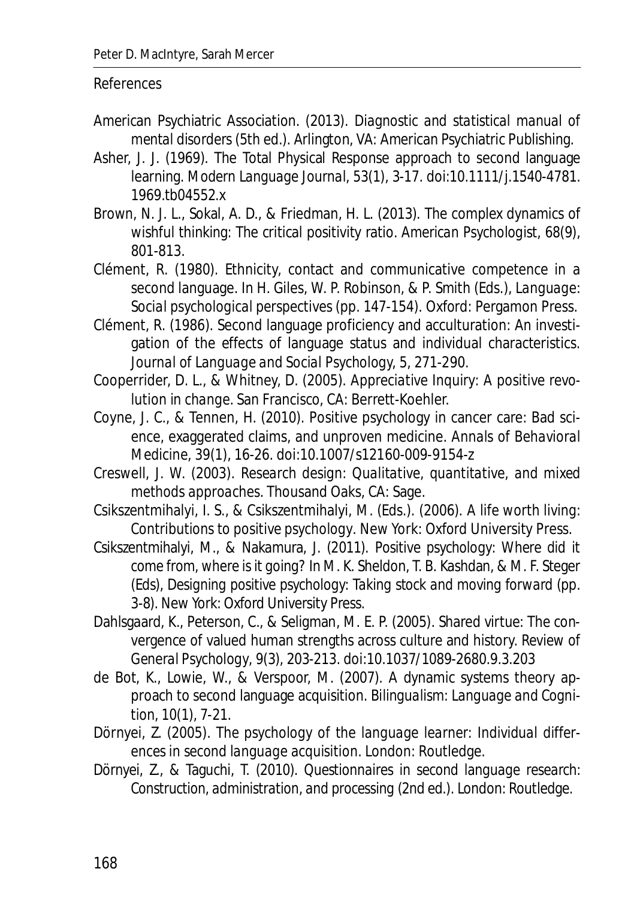## References

American Psychiatric Association. (2013). *Diagnostic and statistical manual of mental disorders* (5th ed.). Arlington, VA: American Psychiatric Publishing.

Asher, J. J. (1969). The Total Physical Response approach to second language learning. *Modern Language Journal, 53*(1), 3-17. doi:10.1111/j.1540-4781.1969.tb04552.x

Brown, N. J. L., Sokal, A. D., & Friedman, H. L. (2013). The complex dynamics of wishful thinking: The critical positivity ratio. *American Psychologist, 68*(9), 801-813.

Clément, R. (1980). Ethnicity, contact and communicative competence in a second language. In H. Giles, W. P. Robinson, & P. Smith (Eds.), *Language: Social psychological perspectives* (pp. 147-154). Oxford: Pergamon Press.

Clément, R. (1986). Second language proficiency and acculturation: An investigation of the effects of language status and individual characteristics. *Journal of Language and Social Psychology, 5*, 271-290.

Cooperrider, D. L., & Whitney, D. (2005). *Appreciative Inquiry: A positive revolution in change*. San Francisco, CA: Berrett-Koehler.

Coyne, J. C., & Tennen, H. (2010). Positive psychology in cancer care: Bad science, exaggerated claims, and unproven medicine. *Annals of Behavioral Medicine, 39*(1), 16-26. doi:10.1007/s12160-009-9154-z

Creswell, J. W. (2003). *Research design: Qualitative, quantitative, and mixed methods approaches*. Thousand Oaks, CA: Sage.

Csikszentmihalyi, I. S., & Csikszentmihalyi, M. (Eds.). (2006). *A life worth living: Contributions to positive psychology*. New York: Oxford University Press.

Csikszentmihalyi, M., & Nakamura, J. (2011). Positive psychology: Where did it come from, where is it going? In M. K. Sheldon, T. B. Kashdan, & M. F. Steger (Eds), *Designing positive psychology: Taking stock and moving forward* (pp. 3-8). New York: Oxford University Press.

Dahlsgaard, K., Peterson, C., & Seligman, M. E. P. (2005). Shared virtue: The convergence of valued human strengths across culture and history. *Review of General Psychology, 9*(3), 203-213. doi:10.1037/1089-2680.9.3.203

de Bot, K., Lowie, W., & Verspoor, M. (2007). A dynamic systems theory approach to second language acquisition. *Bilingualism: Language and Cognition, 10*(1), 7-21.

Dörnyei, Z. (2005). *The psychology of the language learner: Individual differences in second language acquisition*. London: Routledge.

Dörnyei, Z., & Taguchi, T. (2010). *Questionnaires in second language research: Construction, administration, and processing* (2nd ed.). London: Routledge.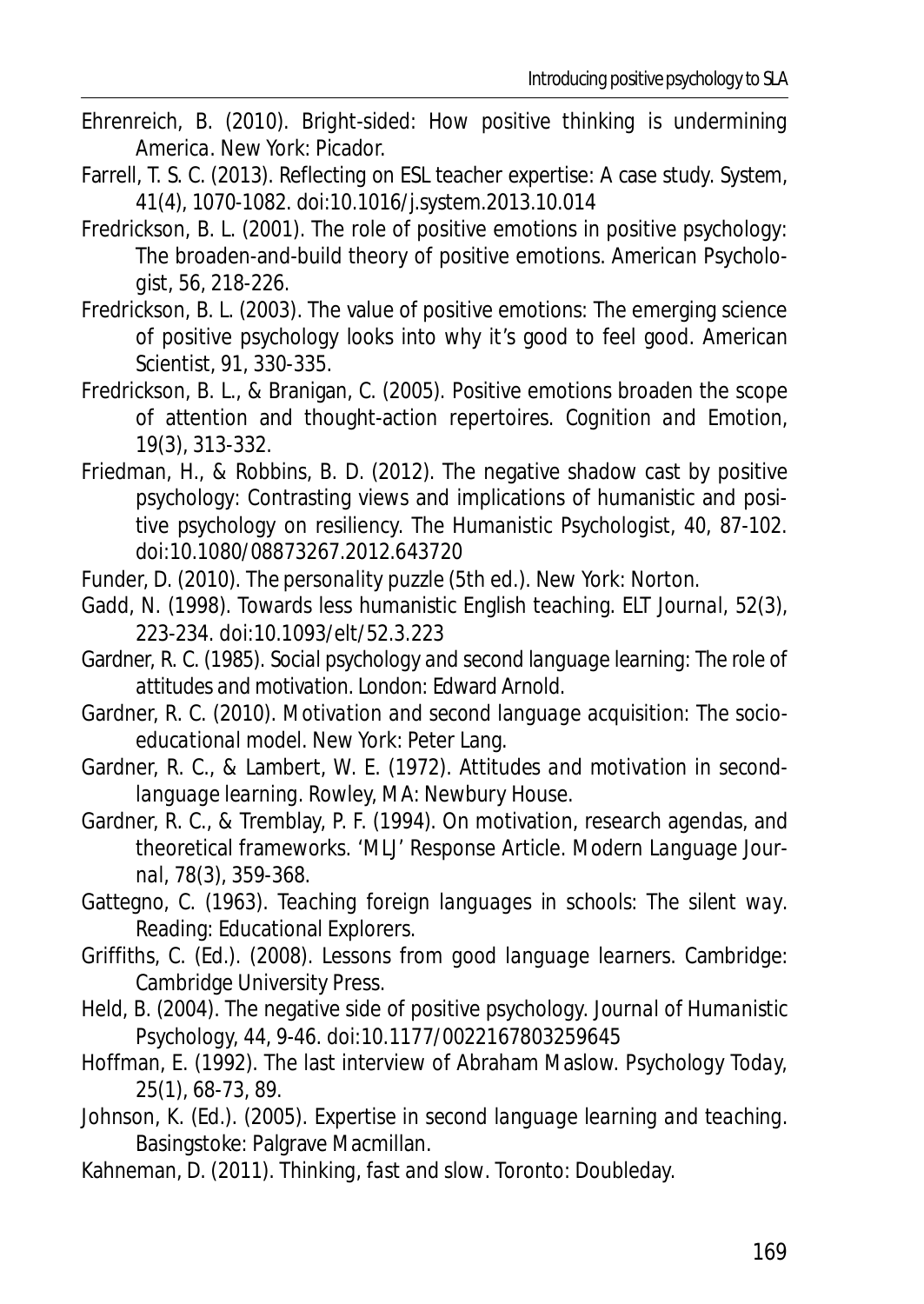Ehrenreich, B. (2010). *Bright-sided: How positive thinking is undermining America*. New York: Picador.

Farrell, T. S. C. (2013). Reflecting on ESL teacher expertise: A case study. *System, 41*(4), 1070-1082. doi:10.1016/j.system.2013.10.014

Fredrickson, B. L. (2001). The role of positive emotions in positive psychology: The broaden-and-build theory of positive emotions. *American Psychologist, 56*, 218-226.

Fredrickson, B. L. (2003). The value of positive emotions: The emerging science of positive psychology looks into why it's good to feel good. *American Scientist, 91*, 330-335.

Fredrickson, B. L., & Branigan, C. (2005). Positive emotions broaden the scope of attention and thought-action repertoires. *Cognition and Emotion, 19*(3), 313-332.

Friedman, H., & Robbins, B. D. (2012). The negative shadow cast by positive psychology: Contrasting views and implications of humanistic and positive psychology on resiliency. *The Humanistic Psychologist, 40*, 87-102. doi:10.1080/08873267.2012.643720

Funder, D. (2010). *The personality puzzle* (5th ed.). New York: Norton.

Gadd, N. (1998). Towards less humanistic English teaching. *ELT Journal, 52*(3), 223-234. doi:10.1093/elt/52.3.223

Gardner, R. C. (1985). *Social psychology and second language learning: The role of attitudes and motivation*. London: Edward Arnold.

Gardner, R. C. (2010). *Motivation and second language acquisition: The socio-educational model*. New York: Peter Lang.

Gardner, R. C., & Lambert, W. E. (1972). *Attitudes and motivation in second-language learning*. Rowley, MA: Newbury House.

Gardner, R. C., & Tremblay, P. F. (1994). On motivation, research agendas, and theoretical frameworks. 'MLJ' Response Article. *Modern Language Journal, 78*(3), 359-368.

Gattegno, C. (1963). *Teaching foreign languages in schools: The silent way*. Reading: Educational Explorers.

Griffiths, C. (Ed.). (2008). *Lessons from good language learners*. Cambridge: Cambridge University Press.

Held, B. (2004). The negative side of positive psychology. *Journal of Humanistic Psychology, 44*, 9-46. doi:10.1177/0022167803259645

Hoffman, E. (1992). The last interview of Abraham Maslow. *Psychology Today, 25*(1), 68-73, 89.

Johnson, K. (Ed.). (2005). *Expertise in second language learning and teaching*. Basingstoke: Palgrave Macmillan.

Kahneman, D. (2011). *Thinking, fast and slow*. Toronto: Doubleday.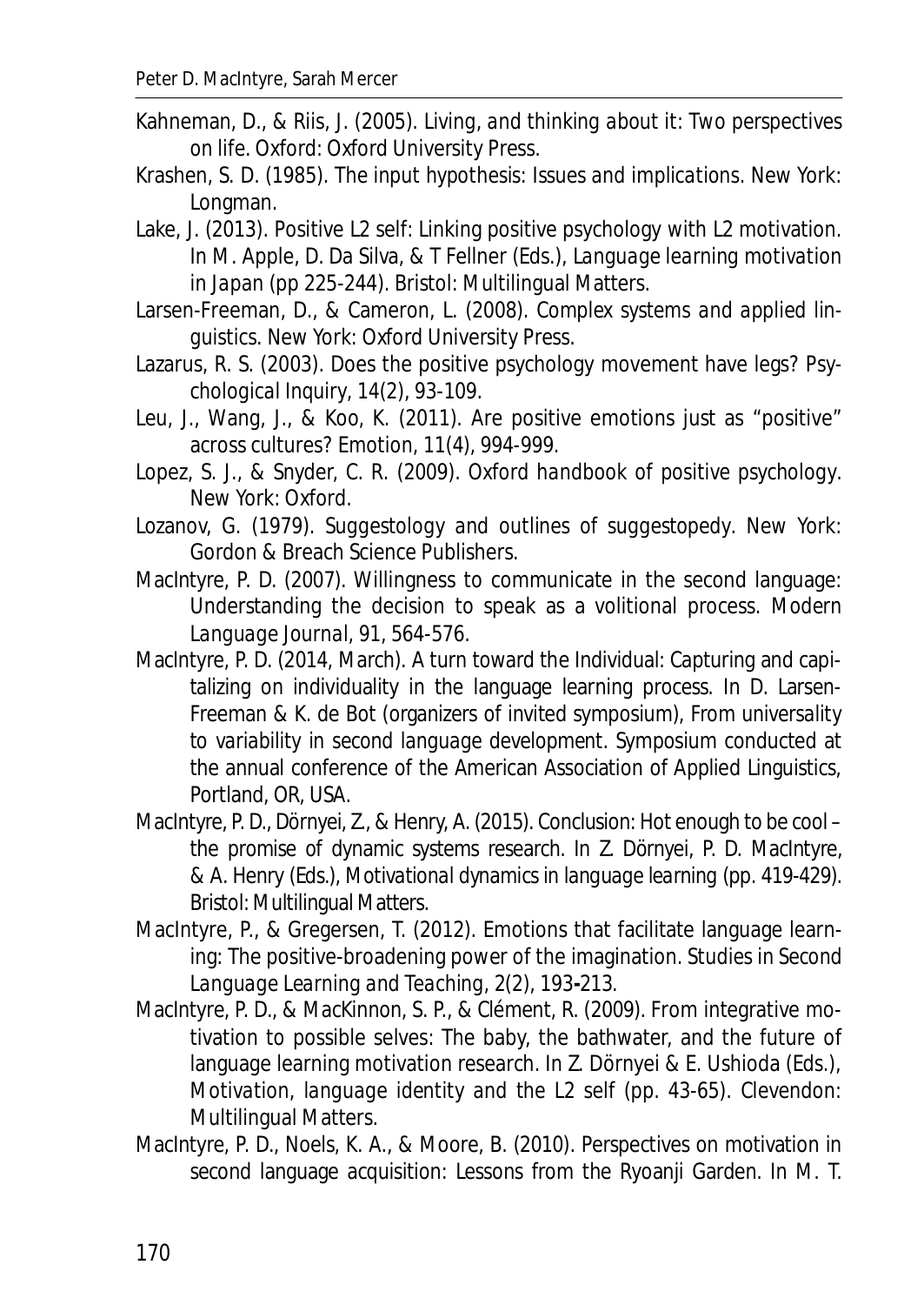Kahneman, D., & Riis, J. (2005). *Living, and thinking about it: Two perspectives on life*. Oxford: Oxford University Press.

Krashen, S. D. (1985). *The input hypothesis: Issues and implications*. New York: Longman.

Lake, J. (2013). Positive L2 self: Linking positive psychology with L2 motivation. In M. Apple, D. Da Silva, & T Fellner (Eds.), *Language learning motivation in Japan* (pp 225-244). Bristol: Multilingual Matters.

Larsen-Freeman, D., & Cameron, L. (2008). *Complex systems and applied linguistics*. New York: Oxford University Press.

Lazarus, R. S. (2003). Does the positive psychology movement have legs? *Psychological Inquiry*, *14*(2), 93-109.

Leu, J., Wang, J., & Koo, K. (2011). Are positive emotions just as "positive" across cultures? *Emotion*, *11*(4), 994-999.

Lopez, S. J., & Snyder, C. R. (2009). *Oxford handbook of positive psychology*. New York: Oxford.

Lozanov, G. (1979). *Suggestology and outlines of suggestopedy*. New York: Gordon & Breach Science Publishers.

MacIntyre, P. D. (2007). Willingness to communicate in the second language: Understanding the decision to speak as a volitional process. *Modern Language Journal*, *91*, 564-576.

MacIntyre, P. D. (2014, March). A turn toward the Individual: Capturing and capitalizing on individuality in the language learning process. In D. Larsen-Freeman & K. de Bot (organizers of invited symposium), *From universality to variability in second language development*. Symposium conducted at the annual conference of the American Association of Applied Linguistics, Portland, OR, USA.

MacIntyre, P. D., Dörnyei, Z., & Henry, A. (2015). Conclusion: Hot enough to be cool – the promise of dynamic systems research. In Z. Dörnyei, P. D. MacIntyre, & A. Henry (Eds.), *Motivational dynamics in language learning* (pp. 419-429). Bristol: Multilingual Matters.

MacIntyre, P., & Gregersen, T. (2012). Emotions that facilitate language learning: The positive-broadening power of the imagination. *Studies in Second Language Learning and Teaching*, *2*(2), 193-213.

MacIntyre, P. D., & MacKinnon, S. P., & Clément, R. (2009). From integrative motivation to possible selves: The baby, the bathwater, and the future of language learning motivation research. In Z. Dörnyei & E. Ushioda (Eds.), *Motivation, language identity and the L2 self* (pp. 43-65). Clevendon: Multilingual Matters.

MacIntyre, P. D., Noels, K. A., & Moore, B. (2010). Perspectives on motivation in second language acquisition: Lessons from the Ryoanji Garden. In M. T.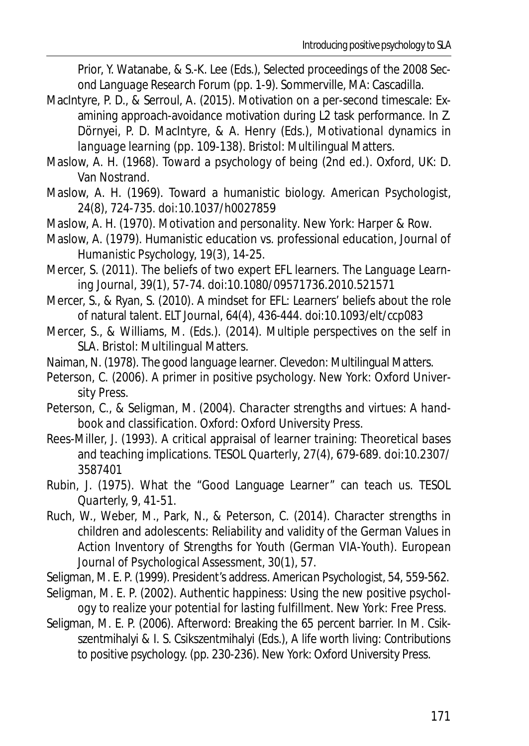Prior, Y. Watanabe, & S.-K. Lee (Eds.), Selected proceedings of the 2008 Second Language Research Forum (pp. 1-9). Sommerville, MA: Cascadilla.

MacIntyre, P. D., & Serroul, A. (2015). Motivation on a per-second timescale: Examining approach-avoidance motivation during L2 task performance. In Z. Dörnyei, P. D. MacIntyre, & A. Henry (Eds.), *Motivational dynamics in language learning* (pp. 109-138). Bristol: Multilingual Matters.

Maslow, A. H. (1968). *Toward a psychology of being* (2nd ed.). Oxford, UK: D. Van Nostrand.

Maslow, A. H. (1969). Toward a humanistic biology. *American Psychologist, 24*(8), 724-735. doi:10.1037/h0027859

Maslow, A. H. (1970). *Motivation and personality*. New York: Harper & Row.

Maslow, A. (1979). Humanistic education vs. professional education, *Journal of Humanistic Psychology, 19*(3), 14-25.

Mercer, S. (2011). The beliefs of two expert EFL learners. *The Language Learning Journal, 39*(1), 57-74. doi:10.1080/09571736.2010.521571

Mercer, S., & Ryan, S. (2010). A mindset for EFL: Learners' beliefs about the role of natural talent. *ELT Journal, 64*(4), 436-444. doi:10.1093/elt/ccp083

Mercer, S., & Williams, M. (Eds.). (2014). *Multiple perspectives on the self in SLA*. Bristol: Multilingual Matters.

Naiman, N. (1978). *The good language learner*. Clevedon: Multilingual Matters.

Peterson, C. (2006). *A primer in positive psychology*. New York: Oxford University Press.

Peterson, C., & Seligman, M. (2004). *Character strengths and virtues: A handbook and classification*. Oxford: Oxford University Press.

Rees-Miller, J. (1993). A critical appraisal of learner training: Theoretical bases and teaching implications. *TESOL Quarterly, 27*(4), 679-689. doi:10.2307/3587401

Rubin, J. (1975). What the "Good Language Learner" can teach us. *TESOL Quarterly, 9*, 41-51.

Ruch, W., Weber, M., Park, N., & Peterson, C. (2014). Character strengths in children and adolescents: Reliability and validity of the German Values in Action Inventory of Strengths for Youth (German VIA-Youth). *European Journal of Psychological Assessment, 30*(1), 57.

Seligman, M. E. P. (1999). President's address. *American Psychologist, 54*, 559-562.

Seligman, M. E. P. (2002). *Authentic happiness: Using the new positive psychology to realize your potential for lasting fulfillment*. New York: Free Press.

Seligman, M. E. P. (2006). Afterword: Breaking the 65 percent barrier. In M. Csikszentmihalyi & I. S. Csikszentmihalyi (Eds.), *A life worth living: Contributions to positive psychology*. (pp. 230-236). New York: Oxford University Press.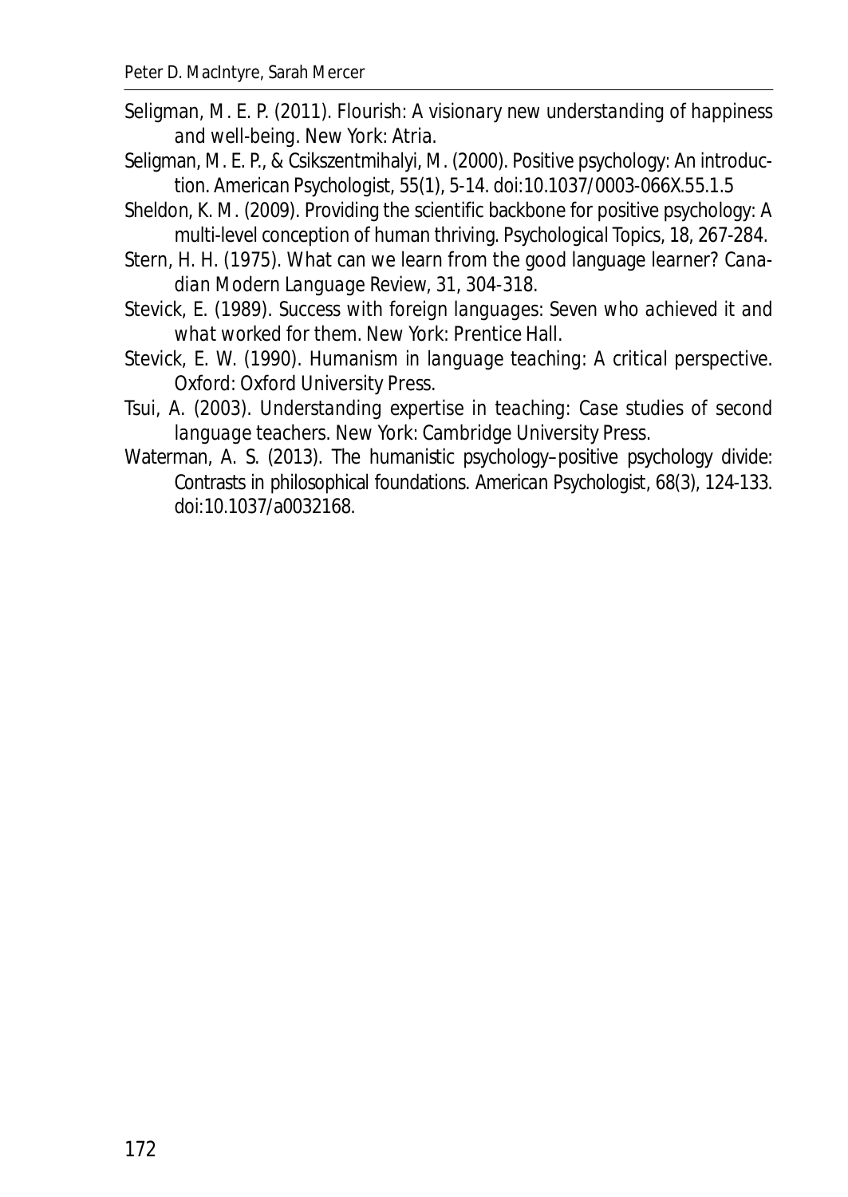Seligman, M. E. P. (2011). *Flourish: A visionary new understanding of happiness and well-being*. New York: Atria.

Seligman, M. E. P., & Csikszentmihalyi, M. (2000). Positive psychology: An introduction. *American Psychologist, 55*(1), 5-14. doi:10.1037/0003-066X.55.1.5

Sheldon, K. M. (2009). Providing the scientific backbone for positive psychology: A multi-level conception of human thriving. *Psychological Topics, 18*, 267-284.

Stern, H. H. (1975). What can we learn from the good language learner? *Canadian Modern Language Review, 31*, 304-318.

Stevick, E. (1989). *Success with foreign languages: Seven who achieved it and what worked for them*. New York: Prentice Hall.

Stevick, E. W. (1990). *Humanism in language teaching: A critical perspective*. Oxford: Oxford University Press.

Tsui, A. (2003). *Understanding expertise in teaching: Case studies of second language teachers*. New York: Cambridge University Press.

Waterman, A. S. (2013). The humanistic psychology–positive psychology divide: Contrasts in philosophical foundations. *American Psychologist, 68*(3), 124-133. doi:10.1037/a0032168.